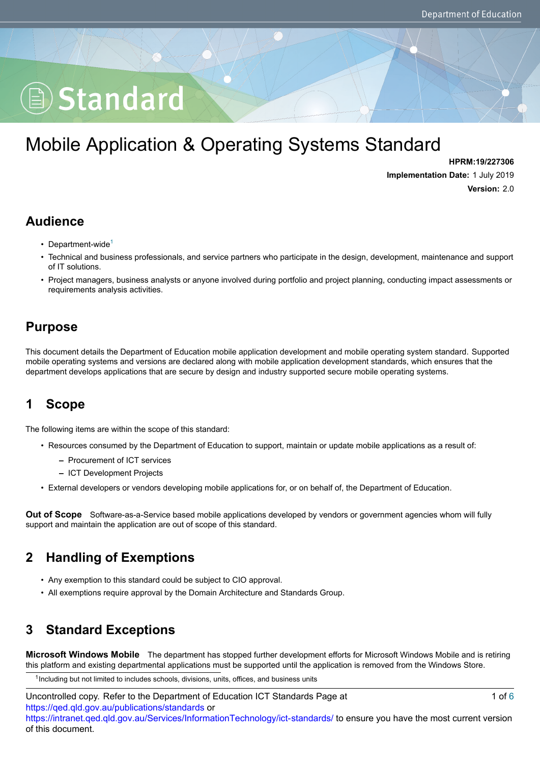# Mobile Application & Operating Systems Standard

**HPRM:19/227306**

**Implementation Date:** 1 July 2019

**Version:** 2.0

## Audience

- Department-wide[1]
- Technical and business professionals, and service partners who participate in the design, development, maintenance and support of IT solutions.
- Project managers, business analysts or anyone involved during portfolio and project planning, conducting impact assessments or requirements analysis activities.

## Purpose

This document details the Department of Education mobile application development and mobile operating system standard. Supported mobile operating systems and versions are declared along with mobile application development standards, which ensures that the department develops applications that are secure by design and industry supported secure mobile operating systems.

## 1 Scope

The following items are within the scope of this standard:

- Resources consumed by the Department of Education to support, maintain or update mobile applications as a result of:
  - Procurement of ICT services
  - ICT Development Projects
- External developers or vendors developing mobile applications for, or on behalf of, the Department of Education.

**Out of Scope** Software-as-a-Service based mobile applications developed by vendors or government agencies whom will fully support and maintain the application are out of scope of this standard.

## 2 Handling of Exemptions

- Any exemption to this standard could be subject to CIO approval.
- All exemptions require approval by the Domain Architecture and Standards Group.

## 3 Standard Exceptions

**Microsoft Windows Mobile** The department has stopped further development efforts for Microsoft Windows Mobile and is retiring this platform and existing departmental applications must be supported until the application is removed from the Windows Store.

[1] Including but not limited to includes schools, divisions, units, offices, and business units

Uncontrolled copy. Refer to the Department of Education ICT Standards Page at https://qed.qld.gov.au/publications/standards or https://intranet.qed.qld.gov.au/Services/InformationTechnology/ict-standards/ to ensure you have the most current version of this document.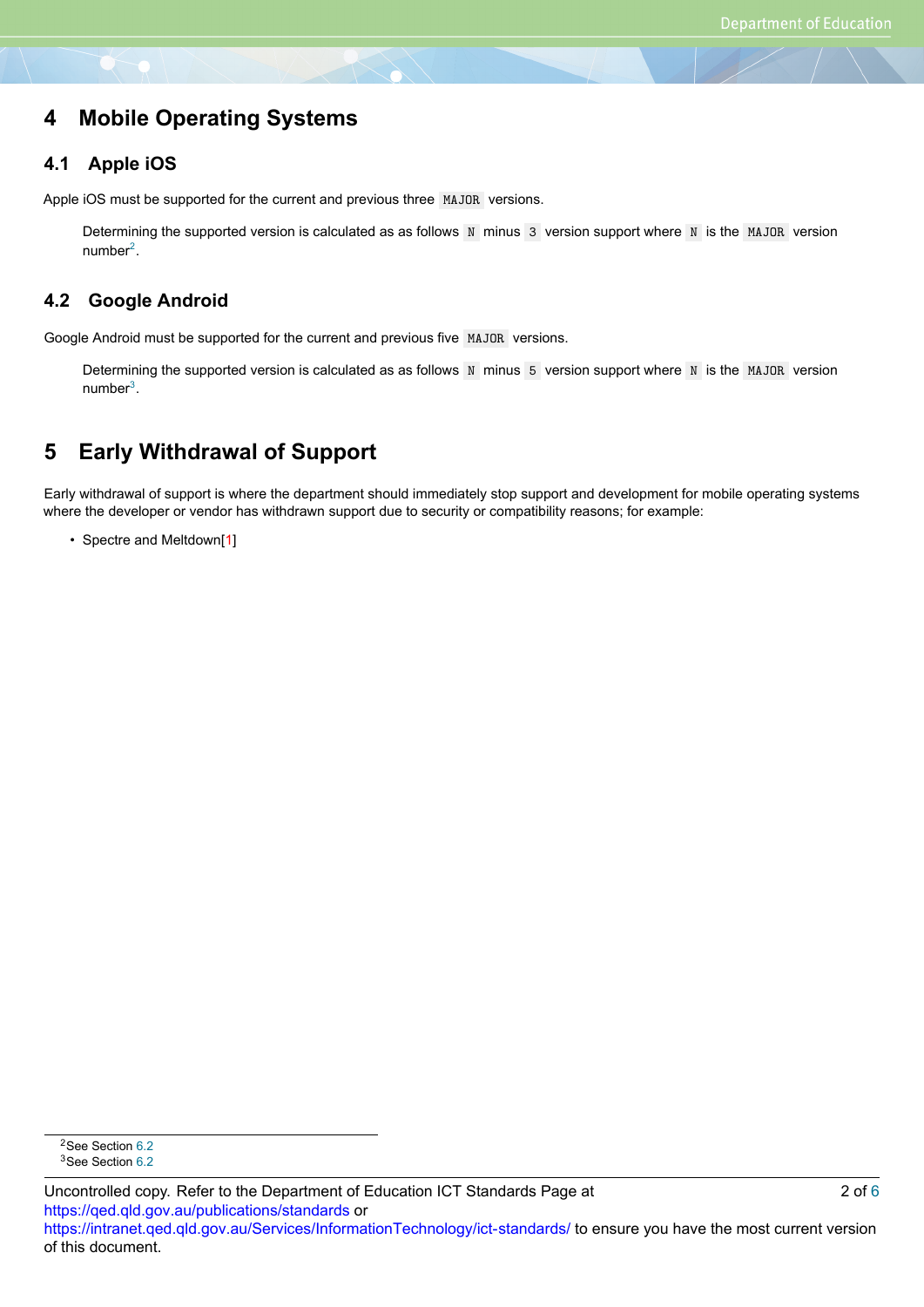# 4 Mobile Operating Systems

## 4.1 Apple iOS

Apple iOS must be supported for the current and previous three `MAJOR` versions.

> Determining the supported version is calculated as as follows `N` minus `3` version support where `N` is the `MAJOR` version number[2].

## 4.2 Google Android

Google Android must be supported for the current and previous five `MAJOR` versions.

> Determining the supported version is calculated as as follows `N` minus `5` version support where `N` is the `MAJOR` version number[3].

# 5 Early Withdrawal of Support

Early withdrawal of support is where the department should immediately stop support and development for mobile operating systems where the developer or vendor has withdrawn support due to security or compatibility reasons; for example:

- Spectre and Meltdown[1]

---

[2] See Section 6.2

[3] See Section 6.2

Uncontrolled copy. Refer to the Department of Education ICT Standards Page at https://qed.qld.gov.au/publications/standards or https://intranet.qed.qld.gov.au/Services/InformationTechnology/ict-standards/ to ensure you have the most current version of this document.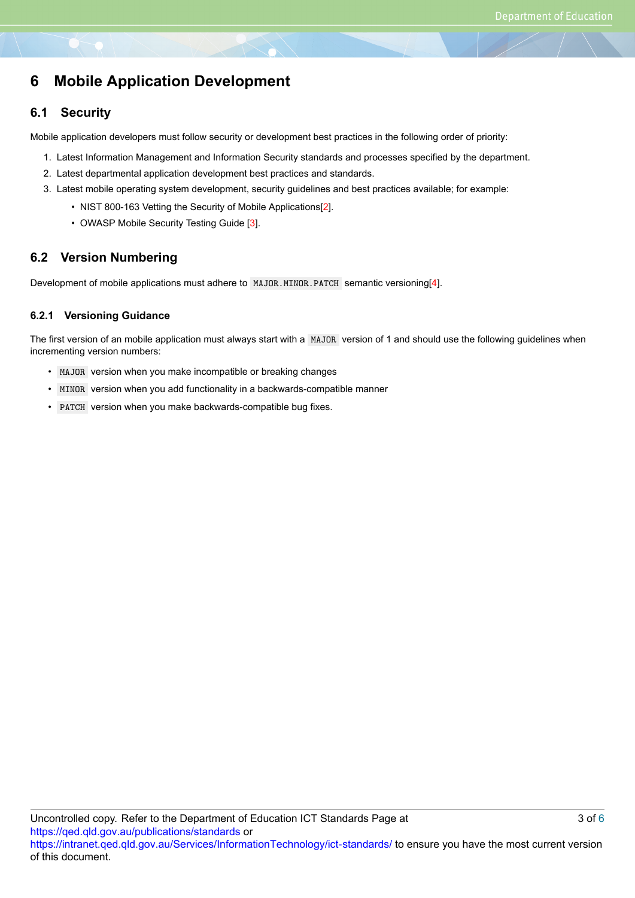# 6 Mobile Application Development

## 6.1 Security

Mobile application developers must follow security or development best practices in the following order of priority:

1. Latest Information Management and Information Security standards and processes specified by the department.
2. Latest departmental application development best practices and standards.
3. Latest mobile operating system development, security guidelines and best practices available; for example:
   - NIST 800-163 Vetting the Security of Mobile Applications[2].
   - OWASP Mobile Security Testing Guide [3].

## 6.2 Version Numbering

Development of mobile applications must adhere to `MAJOR.MINOR.PATCH` semantic versioning[4].

### 6.2.1 Versioning Guidance

The first version of an mobile application must always start with a `MAJOR` version of 1 and should use the following guidelines when incrementing version numbers:

- `MAJOR` version when you make incompatible or breaking changes
- `MINOR` version when you add functionality in a backwards-compatible manner
- `PATCH` version when you make backwards-compatible bug fixes.

Uncontrolled copy. Refer to the Department of Education ICT Standards Page at https://qed.qld.gov.au/publications/standards or https://intranet.qed.qld.gov.au/Services/InformationTechnology/ict-standards/ to ensure you have the most current version of this document.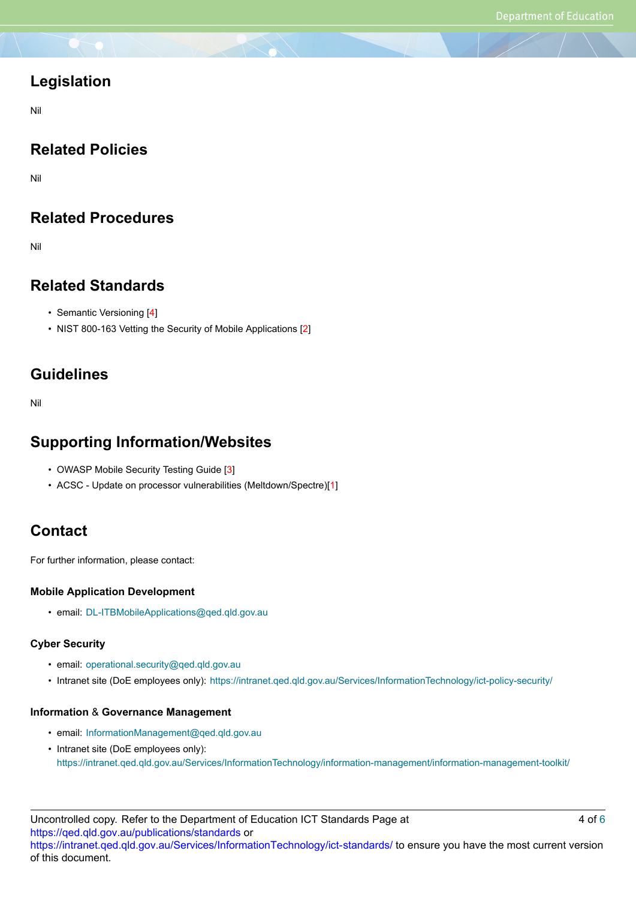## Legislation

Nil

## Related Policies

Nil

## Related Procedures

Nil

## Related Standards

- Semantic Versioning [4]
- NIST 800-163 Vetting the Security of Mobile Applications [2]

## Guidelines

Nil

## Supporting Information/Websites

- OWASP Mobile Security Testing Guide [3]
- ACSC - Update on processor vulnerabilities (Meltdown/Spectre)[1]

## Contact

For further information, please contact:

### Mobile Application Development

- email: DL-ITBMobileApplications@qed.qld.gov.au

### Cyber Security

- email: operational.security@qed.qld.gov.au
- Intranet site (DoE employees only): https://intranet.qed.qld.gov.au/Services/InformationTechnology/ict-policy-security/

### Information & Governance Management

- email: InformationManagement@qed.qld.gov.au
- Intranet site (DoE employees only): https://intranet.qed.qld.gov.au/Services/InformationTechnology/information-management/information-management-toolkit/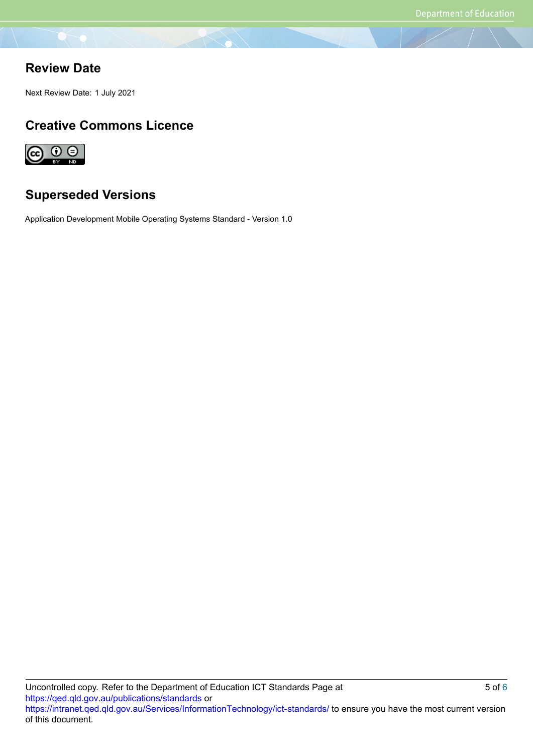## Review Date

Next Review Date: 1 July 2021

## Creative Commons Licence

## Superseded Versions

Application Development Mobile Operating Systems Standard - Version 1.0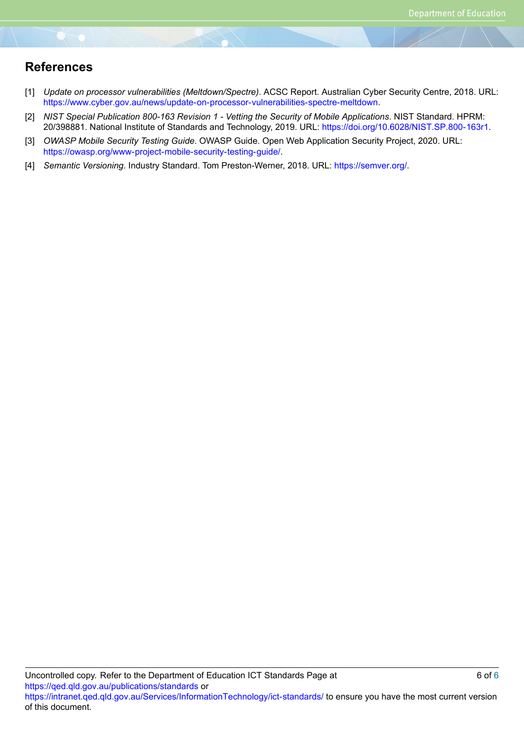## References

[1] *Update on processor vulnerabilities (Meltdown/Spectre)*. ACSC Report. Australian Cyber Security Centre, 2018. URL: https://www.cyber.gov.au/news/update-on-processor-vulnerabilities-spectre-meltdown.

[2] *NIST Special Publication 800-163 Revision 1 - Vetting the Security of Mobile Applications*. NIST Standard. HPRM: 20/398881. National Institute of Standards and Technology, 2019. URL: https://doi.org/10.6028/NIST.SP.800-163r1.

[3] *OWASP Mobile Security Testing Guide*. OWASP Guide. Open Web Application Security Project, 2020. URL: https://owasp.org/www-project-mobile-security-testing-guide/.

[4] *Semantic Versioning*. Industry Standard. Tom Preston-Werner, 2018. URL: https://semver.org/.